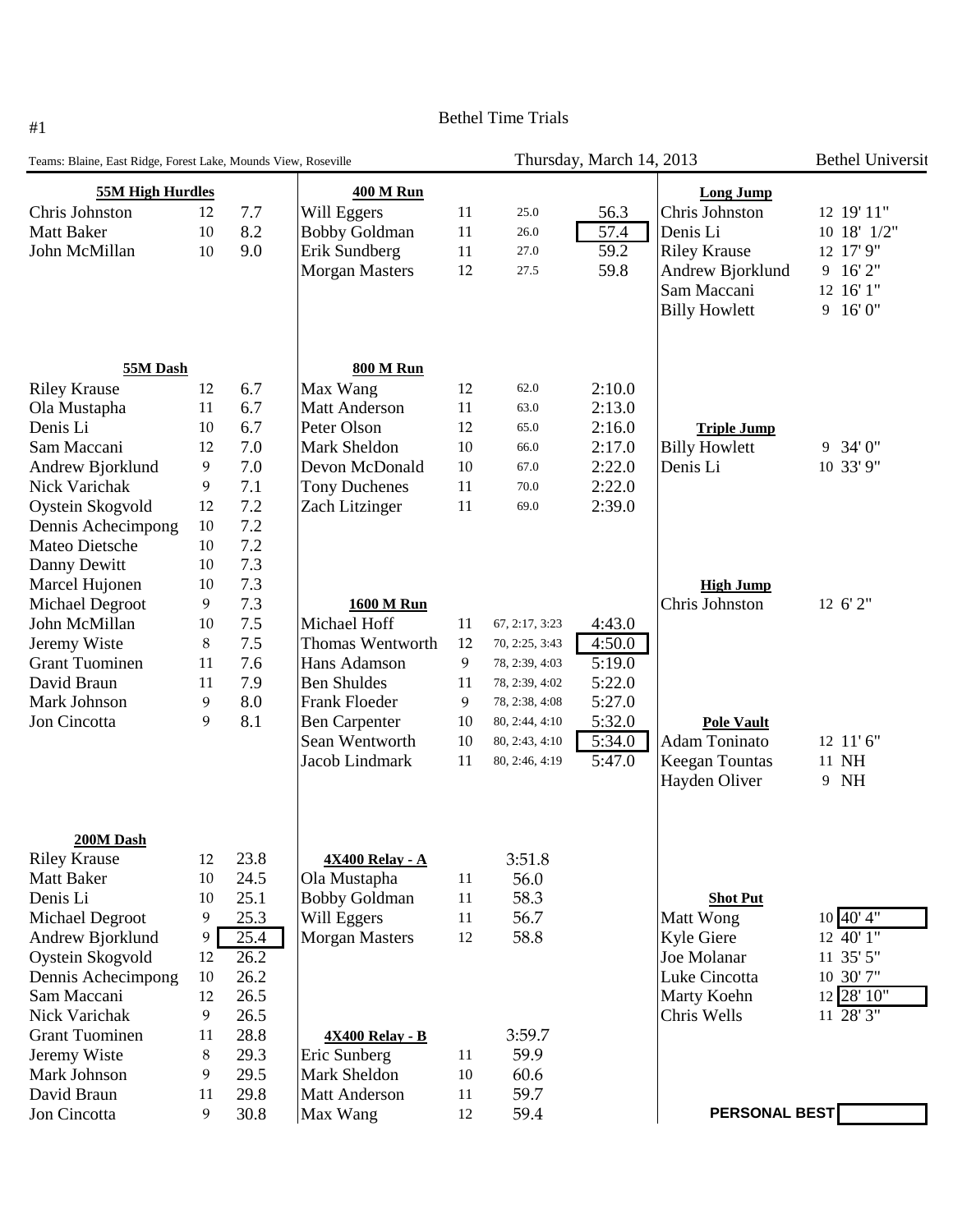#1

# Bethel Time Trials

Teams: Blaine, East Ridge, Forest Lake, Mounds View, Roseville — Thursday, March 14, 2013 — Bethel Universit

### 55M High Hurdles

| | | |
|---|---|---|
| Chris Johnston | 12 | 7.7 |
| Matt Baker | 10 | 8.2 |
| John McMillan | 10 | 9.0 |

### 55M Dash

| | | |
|---|---|---|
| Riley Krause | 12 | 6.7 |
| Ola Mustapha | 11 | 6.7 |
| Denis Li | 10 | 6.7 |
| Sam Maccani | 12 | 7.0 |
| Andrew Bjorklund | 9 | 7.0 |
| Nick Varichak | 9 | 7.1 |
| Oystein Skogvold | 12 | 7.2 |
| Dennis Achecimpong | 10 | 7.2 |
| Mateo Dietsche | 10 | 7.2 |
| Danny Dewitt | 10 | 7.3 |
| Marcel Hujonen | 10 | 7.3 |
| Michael Degroot | 9 | 7.3 |
| John McMillan | 10 | 7.5 |
| Jeremy Wiste | 8 | 7.5 |
| Grant Tuominen | 11 | 7.6 |
| David Braun | 11 | 7.9 |
| Mark Johnson | 9 | 8.0 |
| Jon Cincotta | 9 | 8.1 |

### 200M Dash

| | | |
|---|---|---|
| Riley Krause | 12 | 23.8 |
| Matt Baker | 10 | 24.5 |
| Denis Li | 10 | 25.1 |
| Michael Degroot | 9 | 25.3 |
| Andrew Bjorklund | 9 | 25.4 |
| Oystein Skogvold | 12 | 26.2 |
| Dennis Achecimpong | 10 | 26.2 |
| Sam Maccani | 12 | 26.5 |
| Nick Varichak | 9 | 26.5 |
| Grant Tuominen | 11 | 28.8 |
| Jeremy Wiste | 8 | 29.3 |
| Mark Johnson | 9 | 29.5 |
| David Braun | 11 | 29.8 |
| Jon Cincotta | 9 | 30.8 |

### 400 M Run

| | | | |
|---|---|---|---|
| Will Eggers | 11 | 25.0 | 56.3 |
| Bobby Goldman | 11 | 26.0 | 57.4 |
| Erik Sundberg | 11 | 27.0 | 59.2 |
| Morgan Masters | 12 | 27.5 | 59.8 |

### 800 M Run

| | | | |
|---|---|---|---|
| Max Wang | 12 | 62.0 | 2:10.0 |
| Matt Anderson | 11 | 63.0 | 2:13.0 |
| Peter Olson | 12 | 65.0 | 2:16.0 |
| Mark Sheldon | 10 | 66.0 | 2:17.0 |
| Devon McDonald | 10 | 67.0 | 2:22.0 |
| Tony Duchenes | 11 | 70.0 | 2:22.0 |
| Zach Litzinger | 11 | 69.0 | 2:39.0 |

### 1600 M Run

| | | | |
|---|---|---|---|
| Michael Hoff | 11 | 67, 2:17, 3:23 | 4:43.0 |
| Thomas Wentworth | 12 | 70, 2:25, 3:43 | 4:50.0 |
| Hans Adamson | 9 | 78, 2:39, 4:03 | 5:19.0 |
| Ben Shuldes | 11 | 78, 2:39, 4:02 | 5:22.0 |
| Frank Floeder | 9 | 78, 2:38, 4:08 | 5:27.0 |
| Ben Carpenter | 10 | 80, 2:44, 4:10 | 5:32.0 |
| Sean Wentworth | 10 | 80, 2:43, 4:10 | 5:34.0 |
| Jacob Lindmark | 11 | 80, 2:46, 4:19 | 5:47.0 |

### 4X400 Relay - A — 3:51.8

| | | |
|---|---|---|
| Ola Mustapha | 11 | 56.0 |
| Bobby Goldman | 11 | 58.3 |
| Will Eggers | 11 | 56.7 |
| Morgan Masters | 12 | 58.8 |

### 4X400 Relay - B — 3:59.7

| | | |
|---|---|---|
| Eric Sunberg | 11 | 59.9 |
| Mark Sheldon | 10 | 60.6 |
| Matt Anderson | 11 | 59.7 |
| Max Wang | 12 | 59.4 |

### Long Jump

| | | |
|---|---|---|
| Chris Johnston | 12 | 19' 11" |
| Denis Li | 10 | 18' 1/2" |
| Riley Krause | 12 | 17' 9" |
| Andrew Bjorklund | 9 | 16' 2" |
| Sam Maccani | 12 | 16' 1" |
| Billy Howlett | 9 | 16' 0" |

### Triple Jump

| | | |
|---|---|---|
| Billy Howlett | 9 | 34' 0" |
| Denis Li | 10 | 33' 9" |

### High Jump

| | | |
|---|---|---|
| Chris Johnston | 12 | 6' 2" |

### Pole Vault

| | | |
|---|---|---|
| Adam Toninato | 12 | 11' 6" |
| Keegan Tountas | 11 | NH |
| Hayden Oliver | 9 | NH |

### Shot Put

| | | |
|---|---|---|
| Matt Wong | 10 | 40' 4" |
| Kyle Giere | 12 | 40' 1" |
| Joe Molanar | 11 | 35' 5" |
| Luke Cincotta | 10 | 30' 7" |
| Marty Koehn | 12 | 28' 10" |
| Chris Wells | 11 | 28' 3" |

**PERSONAL BEST** (boxed)

Boxed (personal best) marks: Bobby Goldman 57.4 (400 M Run); Thomas Wentworth 4:50.0 and Sean Wentworth 5:34.0 (1600 M Run); Andrew Bjorklund 25.4 (200M Dash); Matt Wong 40' 4" and Marty Koehn 28' 10" (Shot Put).